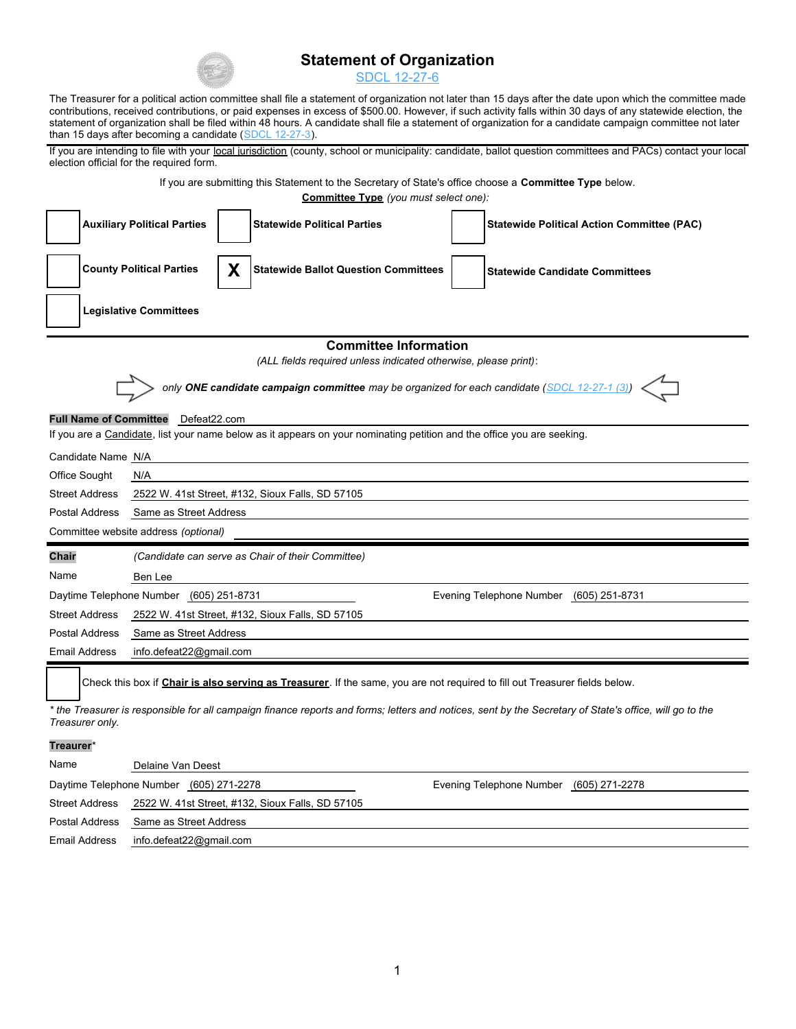# Statement of Organization

SDCL 12-27-6

The Treasurer for a political action committee shall file a statement of organization not later than 15 days after the date upon which the committee made contributions, received contributions, or paid expenses in excess of $500.00. However, if such activity falls within 30 days of any statewide election, the statement of organization shall be filed within 48 hours. A candidate shall file a statement of organization for a candidate campaign committee not later than 15 days after becoming a candidate (SDCL 12-27-3).

If you are intending to file with your local jurisdiction (county, school or municipality: candidate, ballot question committees and PACs) contact your local election official for the required form.

If you are submitting this Statement to the Secretary of State's office choose a **Committee Type** below.

**Committee Type** *(you must select one):*

| | | | | | |
|---|---|---|---|---|---|
| [ ] | **Auxiliary Political Parties** | [ ] | **Statewide Political Parties** | [ ] | **Statewide Political Action Committee (PAC)** |
| [ ] | **County Political Parties** | X | **Statewide Ballot Question Committees** | [ ] | **Statewide Candidate Committees** |
| [ ] | **Legislative Committees** | | | | |

## Committee Information

*(ALL fields required unless indicated otherwise, please print):*

*only **ONE candidate campaign committee** may be organized for each candidate (SDCL 12-27-1 (3))*

**Full Name of Committee** Defeat22.com

If you are a Candidate, list your name below as it appears on your nominating petition and the office you are seeking.

Candidate Name N/A

Office Sought N/A

Street Address 2522 W. 41st Street, #132, Sioux Falls, SD 57105

Postal Address Same as Street Address

Committee website address *(optional)*

**Chair** *(Candidate can serve as Chair of their Committee)*

Name Ben Lee

Daytime Telephone Number (605) 251-8731 Evening Telephone Number (605) 251-8731

Street Address 2522 W. 41st Street, #132, Sioux Falls, SD 57105

Postal Address Same as Street Address

Email Address info.defeat22@gmail.com

[ ] Check this box if **Chair is also serving as Treasurer**. If the same, you are not required to fill out Treasurer fields below.

*\* the Treasurer is responsible for all campaign finance reports and forms; letters and notices, sent by the Secretary of State's office, will go to the Treasurer only.*

**Treaurer***

Name Delaine Van Deest

Daytime Telephone Number (605) 271-2278 Evening Telephone Number (605) 271-2278

Street Address 2522 W. 41st Street, #132, Sioux Falls, SD 57105

Postal Address Same as Street Address

Email Address info.defeat22@gmail.com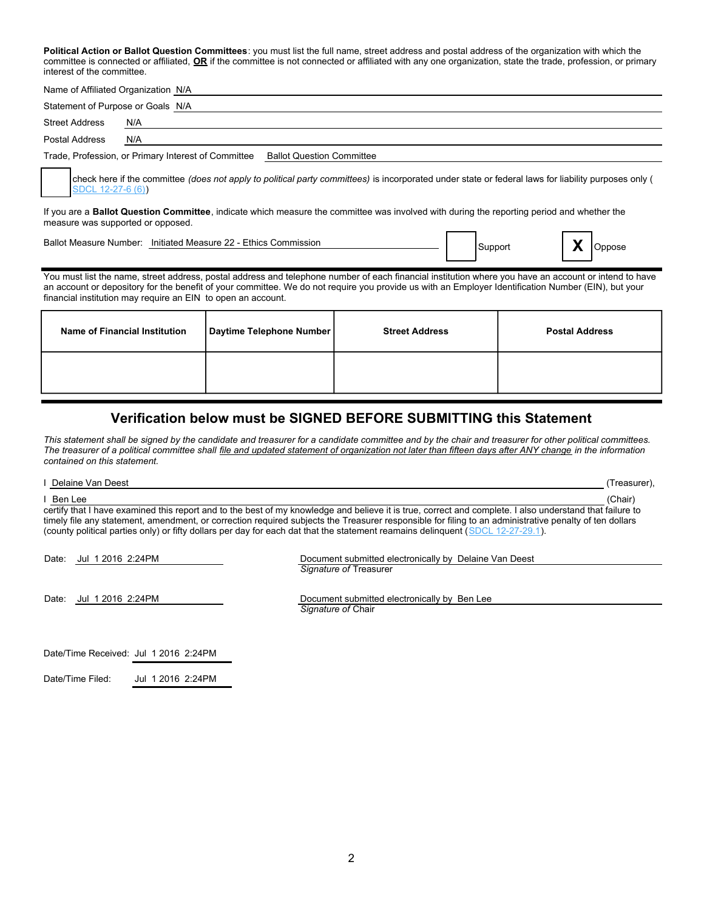**Political Action or Ballot Question Committees**: you must list the full name, street address and postal address of the organization with which the committee is connected or affiliated, **OR** if the committee is not connected or affiliated with any one organization, state the trade, profession, or primary interest of the committee.

Name of Affiliated Organization N/A

Statement of Purpose or Goals N/A

Street Address N/A

Postal Address N/A

Trade, Profession, or Primary Interest of Committee Ballot Question Committee

☐ check here if the committee *(does not apply to political party committees)* is incorporated under state or federal laws for liability purposes only (SDCL 12-27-6 (6))

If you are a **Ballot Question Committee**, indicate which measure the committee was involved with during the reporting period and whether the measure was supported or opposed.

Ballot Measure Number: Initiated Measure 22 - Ethics Commission ☐ Support ☒ Oppose

You must list the name, street address, postal address and telephone number of each financial institution where you have an account or intend to have an account or depository for the benefit of your committee. We do not require you provide us with an Employer Identification Number (EIN), but your financial institution may require an EIN to open an account.

| Name of Financial Institution | Daytime Telephone Number | Street Address | Postal Address |
|---|---|---|---|
| | | | |

## Verification below must be SIGNED BEFORE SUBMITTING this Statement

*This statement shall be signed by the candidate and treasurer for a candidate committee and by the chair and treasurer for other political committees. The treasurer of a political committee shall file and updated statement of organization not later than fifteen days after ANY change in the information contained on this statement.*

I Delaine Van Deest (Treasurer),

I Ben Lee (Chair)

certify that I have examined this report and to the best of my knowledge and believe it is true, correct and complete. I also understand that failure to timely file any statement, amendment, or correction required subjects the Treasurer responsible for filing to an administrative penalty of ten dollars (county political parties only) or fifty dollars per day for each dat that the statement reamains delinquent (SDCL 12-27-29.1).

Date: Jul 1 2016 2:24PM

Document submitted electronically by Delaine Van Deest
*Signature of* Treasurer

Date: Jul 1 2016 2:24PM

Document submitted electronically by Ben Lee
*Signature of* Chair

Date/Time Received: Jul 1 2016 2:24PM

Date/Time Filed: Jul 1 2016 2:24PM